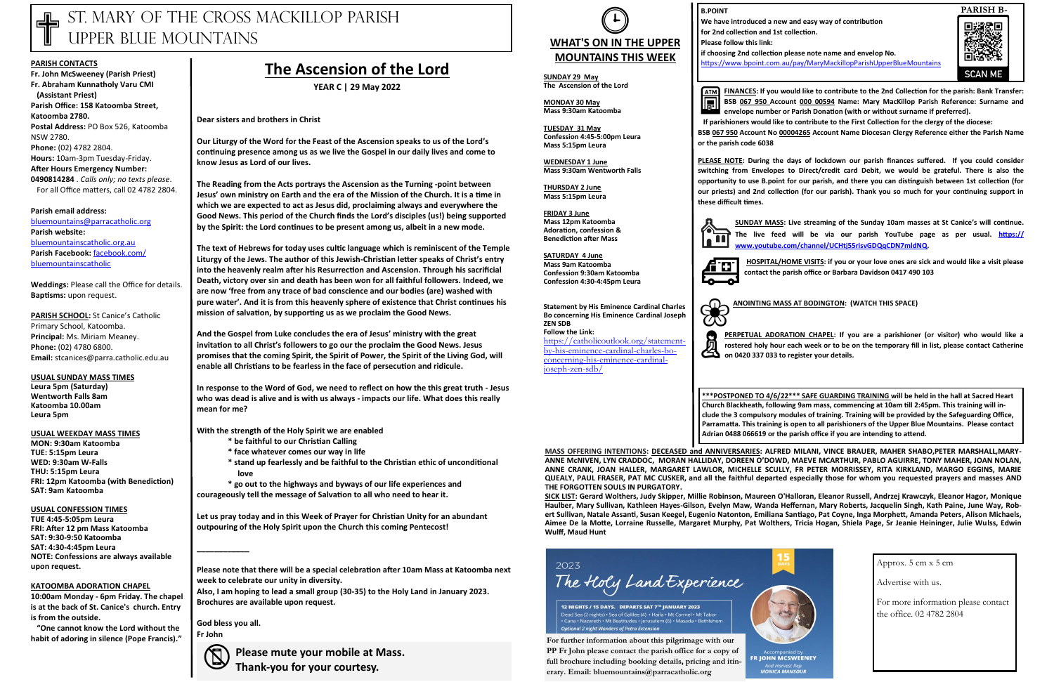# ST. MARY OF THE CROSS MACKILLOP PARISH UPPER BLUE MOUNTAINS

**PARISH CONTACTS**

**Fr. John McSweeney (Parish Priest)**
**Fr. Abraham Kunnatholy Varu CMI (Assistant Priest)**
**Parish Office: 158 Katoomba Street, Katoomba 2780.**
**Postal Address:** PO Box 526, Katoomba NSW 2780.
**Phone:** (02) 4782 2804.
**Hours:** 10am-3pm Tuesday-Friday.
**After Hours Emergency Number: 0490814284** . *Calls only; no texts please*.
For all Office matters, call 02 4782 2804.

**Parish email address:**
bluemountains@parracatholic.org
**Parish website:**
bluemountainscatholic.org.au
**Parish Facebook:** facebook.com/bluemountainscatholic

**Weddings:** Please call the Office for details.
**Baptisms:** upon request.

**PARISH SCHOOL:** St Canice's Catholic Primary School, Katoomba.
**Principal:** Ms. Miriam Meaney.
**Phone:** (02) 4780 6800.
**Email:** stcanices@parra.catholic.edu.au

**USUAL SUNDAY MASS TIMES**
**Leura 5pm (Saturday)**
**Wentworth Falls 8am**
**Katoomba 10.00am**
**Leura 5pm**

**USUAL WEEKDAY MASS TIMES**
**MON: 9:30am Katoomba**
**TUE: 5:15pm Leura**
**WED: 9:30am W-Falls**
**THU: 5:15pm Leura**
**FRI: 12pm Katoomba (with Benediction)**
**SAT: 9am Katoomba**

**USUAL CONFESSION TIMES**
**TUE 4:45-5:05pm Leura**
**FRI: After 12 pm Mass Katoomba**
**SAT: 9:30-9:50 Katoomba**
**SAT: 4:30-4:45pm Leura**
**NOTE: Confessions are always available upon request.**

**KATOOMBA ADORATION CHAPEL**
**10:00am Monday - 6pm Friday. The chapel is at the back of St. Canice's church. Entry is from the outside.**
**"One cannot know the Lord without the habit of adoring in silence (Pope Francis)."**

## The Ascension of the Lord

**YEAR C | 29 May 2022**

**Dear sisters and brothers in Christ**

**Our Liturgy of the Word for the Feast of the Ascension speaks to us of the Lord's continuing presence among us as we live the Gospel in our daily lives and come to know Jesus as Lord of our lives.**

**The Reading from the Acts portrays the Ascension as the Turning -point between Jesus' own ministry on Earth and the era of the Mission of the Church. It is a time in which we are expected to act as Jesus did, proclaiming always and everywhere the Good News. This period of the Church finds the Lord's disciples (us!) being supported by the Spirit: the Lord continues to be present among us, albeit in a new mode.**

**The text of Hebrews for today uses cultic language which is reminiscent of the Temple Liturgy of the Jews. The author of this Jewish-Christian letter speaks of Christ's entry into the heavenly realm after his Resurrection and Ascension. Through his sacrificial Death, victory over sin and death has been won for all faithful followers. Indeed, we are now 'free from any trace of bad conscience and our bodies (are) washed with pure water'. And it is from this heavenly sphere of existence that Christ continues his mission of salvation, by supporting us as we proclaim the Good News.**

**And the Gospel from Luke concludes the era of Jesus' ministry with the great invitation to all Christ's followers to go our the proclaim the Good News. Jesus promises that the coming Spirit, the Spirit of Power, the Spirit of the Living God, will enable all Christians to be fearless in the face of persecution and ridicule.**

**In response to the Word of God, we need to reflect on how the this great truth - Jesus who was dead is alive and is with us always - impacts our life. What does this really mean for me?**

**With the strength of the Holy Spirit we are enabled**
- **be faithful to our Christian Calling**
- **face whatever comes our way in life**
- **stand up fearlessly and be faithful to the Christian ethic of unconditional love**
- **go out to the highways and byways of our life experiences and courageously tell the message of Salvation to all who need to hear it.**

**Let us pray today and in this Week of Prayer for Christian Unity for an abundant outpouring of the Holy Spirit upon the Church this coming Pentecost!**

___________

**Please note that there will be a special celebration after 10am Mass at Katoomba next week to celebrate our unity in diversity.**
**Also, I am hoping to lead a small group (30-35) to the Holy Land in January 2023. Brochures are available upon request.**

**God bless you all.**
**Fr John**

**Please mute your mobile at Mass. Thank-you for your courtesy.**

## WHAT'S ON IN THE UPPER MOUNTAINS THIS WEEK

**SUNDAY 29 May**
**The Ascension of the Lord**

**MONDAY 30 May**
**Mass 9:30am Katoomba**

**TUESDAY 31 May**
**Confession 4:45-5:00pm Leura**
**Mass 5:15pm Leura**

**WEDNESDAY 1 June**
**Mass 9:30am Wentworth Falls**

**THURSDAY 2 June**
**Mass 5:15pm Leura**

**FRIDAY 3 June**
**Mass 12pm Katoomba**
**Adoration, confession & Benediction after Mass**

**SATURDAY 4 June**
**Mass 9am Katoomba**
**Confession 9:30am Katoomba**
**Confession 4:30-4:45pm Leura**

**Statement by His Eminence Cardinal Charles Bo concerning His Eminence Cardinal Joseph ZEN SDB**
**Follow the Link:**
https://catholicoutlook.org/statement-by-his-eminence-cardinal-charles-bo-concerning-his-eminence-cardinal-joseph-zen-sdb/

**B.POINT**
**We have introduced a new and easy way of contribution for 2nd collection and 1st collection.**
**Please follow this link:**
**if choosing 2nd collection please note name and envelop No.**
https://www.bpoint.com.au/pay/MaryMackillopParishUpperBlueMountains

**PARISH B- SCAN ME**

**FINANCES: If you would like to contribute to the 2nd Collection for the parish: Bank Transfer: BSB 067 950 Account 000 00594 Name: Mary MacKillop Parish Reference: Surname and envelope number or Parish Donation (with or without surname if preferred).**
**If parishioners would like to contribute to the First Collection for the diocese: BSB 067 950 Account No 00004265 Account Name Diocesan Clergy Reference either the Parish Name or the parish code 6038**

**PLEASE NOTE: During the days of lockdown our parish finances suffered. If you could consider switching from Envelopes to Direct/credit card Debit, we would be grateful. There is also the opportunity to use B.point for our parish, and there you can distinguish between 1st collection (for our priests) and 2nd collection (for our parish). Thank you so much for your continuing support in these difficult times.**

**SUNDAY MASS: Live streaming of the Sunday 10am masses at St Canice's will continue. The live feed will be via our parish YouTube page as per usual. https://www.youtube.com/channel/UCHtj55risvGDQqCDN7mldNQ.**

**HOSPITAL/HOME VISITS: if you or your loved ones are sick and would like a visit please contact the parish office or Barbara Davidson 0417 490 103**

**ANOINTING MASS AT BODINGTON: (WATCH THIS SPACE)**

**PERPETUAL ADORATION CHAPEL: If you are a parishioner (or visitor) who would like a rostered holy hour each week or to be on the temporary fill in list, please contact Catherine on 0420 337 033 to register your details.**

**\*\*\*POSTPONED TO 4/6/22\*\*\* SAFE GUARDING TRAINING will be held in the hall at Sacred Heart Church Blackheath, following 9am mass, commencing at 10am till 2:45pm. This training will include the 3 compulsory modules of training. Training will be provided by the Safeguarding Office, Parramatta. This training is open to all parishioners of the Upper Blue Mountains. Please contact Adrian 0488 066619 or the parish office if you are intending to attend.**

**MASS OFFERING INTENTIONS: DECEASED and ANNIVERSARIES: ALFRED MILANI, VINCE BRAUER, MAHER SHABO,PETER MARSHALL,MARY-ANNE McNIVEN, LYN CRADDOC, MORAN HALLIDAY, DOREEN O'DOWD, MAEVE MCARTHUR, PABLO AGUIRRE, TONY MAHER, JOAN NOLAN, ANNE CRANK, JOAN HALLER, MARGARET LAWLOR, MICHELLE SCULLY, FR PETER MORRISSEY, RITA KIRKLAND, MARGO EGGINS, MARIE QUEALY, PAUL FRASER, PAT MC CUSKER, and all the faithful departed especially those for whom you requested prayers and masses AND THE FORGOTTEN SOULS IN PURGATORY.**

**SICK LIST: Gerard Wolthers, Judy Skipper, Millie Robinson, Maureen O'Halloran, Eleanor Russell, Andrzej Krawczyk, Eleanor Hagor, Monique Haulber, Mary Sullivan, Kathleen Hayes-Gilson, Evelyn Maw, Wanda Heffernan, Mary Roberts, Jacquelin Singh, Kath Paine, June Way, Robert Sullivan, Natale Assanti, Susan Keegel, Eugenio Natonton, Emiliana Santiago, Pat Coyne, Inga Morphett, Amanda Peters, Alison Michaels, Aimee De la Motte, Lorraine Russelle, Margaret Morphy, Pat Wolthers, Tricia Hogan, Shiela Page, Sr Jeanie Heininger, Julie Wulss, Edwin Wulff, Maud Hunt**

2023
*The Holy Land Experience*
15 DAYS
12 NIGHTS / 15 DAYS. DEPARTS SAT 7TH JANUARY 2023
Dead Sea (2 nights) • Sea of Galilee (4) • Haifa • Mt Carmel • Mt Tabor • Cana • Nazareth • Mt Beatitudes • Jerusalem (6) • Masada • Bethlehem
*Optional 2 night Wonders of Petra Extension*
Accompanied by FR JOHN MCSWEENEY
*And Harvest Rep* MONICA MANSOUR

For further information about this pilgrimage with our PP Fr John please contact the parish office for a copy of full brochure including booking details, pricing and itinerary. Email: bluemountains@parracatholic.org

Approx. 5 cm x 5 cm

Advertise with us.

For more information please contact the office. 02 4782 2804